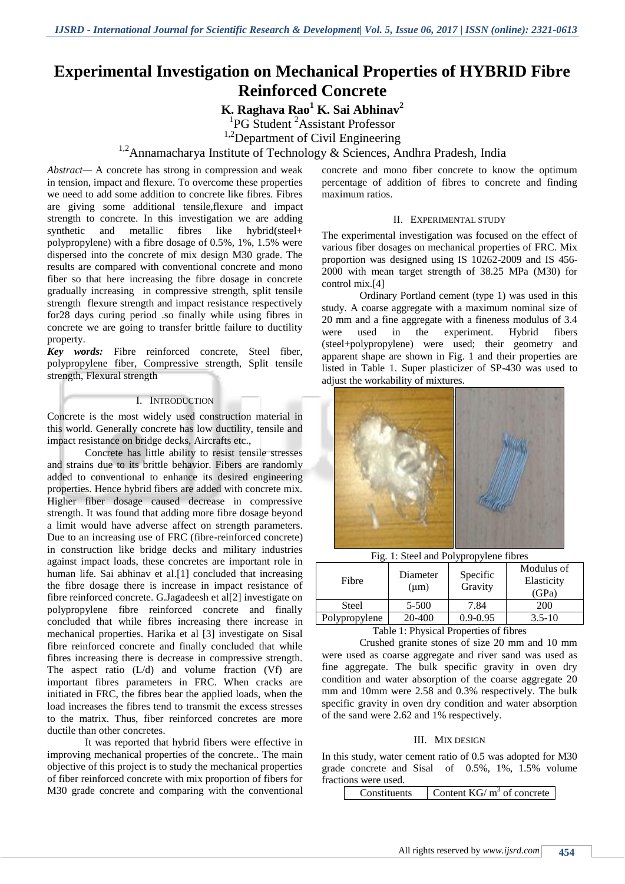# Experimental Investigation on Mechanical Properties of HYBRID Fibre Reinforced Concrete

**K. Raghava Rao[1] K. Sai Abhinav[2]**

[1]PG Student [2]Assistant Professor

[1,2]Department of Civil Engineering

[1,2]Annamacharya Institute of Technology & Sciences, Andhra Pradesh, India

*Abstract*— A concrete has strong in compression and weak in tension, impact and flexure. To overcome these properties we need to add some addition to concrete like fibres. Fibres are giving some additional tensile,flexure and impact strength to concrete. In this investigation we are adding synthetic and metallic fibres like hybrid(steel+ polypropylene) with a fibre dosage of 0.5%, 1%, 1.5% were dispersed into the concrete of mix design M30 grade. The results are compared with conventional concrete and mono fiber so that here increasing the fibre dosage in concrete gradually increasing in compressive strength, split tensile strength flexure strength and impact resistance respectively for28 days curing period .so finally while using fibres in concrete we are going to transfer brittle failure to ductility property.

***Key words:*** Fibre reinforced concrete, Steel fiber, polypropylene fiber, Compressive strength, Split tensile strength, Flexural strength

## I. Introduction

Concrete is the most widely used construction material in this world. Generally concrete has low ductility, tensile and impact resistance on bridge decks, Aircrafts etc.,

Concrete has little ability to resist tensile stresses and strains due to its brittle behavior. Fibers are randomly added to conventional to enhance its desired engineering properties. Hence hybrid fibers are added with concrete mix. Higher fiber dosage caused decrease in compressive strength. It was found that adding more fibre dosage beyond a limit would have adverse affect on strength parameters. Due to an increasing use of FRC (fibre-reinforced concrete) in construction like bridge decks and military industries against impact loads, these concretes are important role in human life. Sai abhinav et al.[1] concluded that increasing the fibre dosage there is increase in impact resistance of fibre reinforced concrete. G.Jagadeesh et al[2] investigate on polypropylene fibre reinforced concrete and finally concluded that while fibres increasing there increase in mechanical properties. Harika et al [3] investigate on Sisal fibre reinforced concrete and finally concluded that while fibres increasing there is decrease in compressive strength. The aspect ratio (L/d) and volume fraction (Vf) are important fibres parameters in FRC. When cracks are initiated in FRC, the fibres bear the applied loads, when the load increases the fibres tend to transmit the excess stresses to the matrix. Thus, fiber reinforced concretes are more ductile than other concretes.

It was reported that hybrid fibers were effective in improving mechanical properties of the concrete.. The main objective of this project is to study the mechanical properties of fiber reinforced concrete with mix proportion of fibers for M30 grade concrete and comparing with the conventional concrete and mono fiber concrete to know the optimum percentage of addition of fibres to concrete and finding maximum ratios.

## II. Experimental Study

The experimental investigation was focused on the effect of various fiber dosages on mechanical properties of FRC. Mix proportion was designed using IS 10262-2009 and IS 456-2000 with mean target strength of 38.25 MPa (M30) for control mix.[4]

Ordinary Portland cement (type 1) was used in this study. A coarse aggregate with a maximum nominal size of 20 mm and a fine aggregate with a fineness modulus of 3.4 were used in the experiment. Hybrid fibers (steel+polypropylene) were used; their geometry and apparent shape are shown in Fig. 1 and their properties are listed in Table 1. Super plasticizer of SP-430 was used to adjust the workability of mixtures.

Fig. 1: Steel and Polypropylene fibres

| Fibre | Diameter (μm) | Specific Gravity | Modulus of Elasticity (GPa) |
|---|---|---|---|
| Steel | 5-500 | 7.84 | 200 |
| Polypropylene | 20-400 | 0.9-0.95 | 3.5-10 |

Table 1: Physical Properties of fibres

Crushed granite stones of size 20 mm and 10 mm were used as coarse aggregate and river sand was used as fine aggregate. The bulk specific gravity in oven dry condition and water absorption of the coarse aggregate 20 mm and 10mm were 2.58 and 0.3% respectively. The bulk specific gravity in oven dry condition and water absorption of the sand were 2.62 and 1% respectively.

## III. Mix Design

In this study, water cement ratio of 0.5 was adopted for M30 grade concrete and Sisal of 0.5%, 1%, 1.5% volume fractions were used.

| Constituents | Content KG/ $m^3$ of concrete |
|---|---|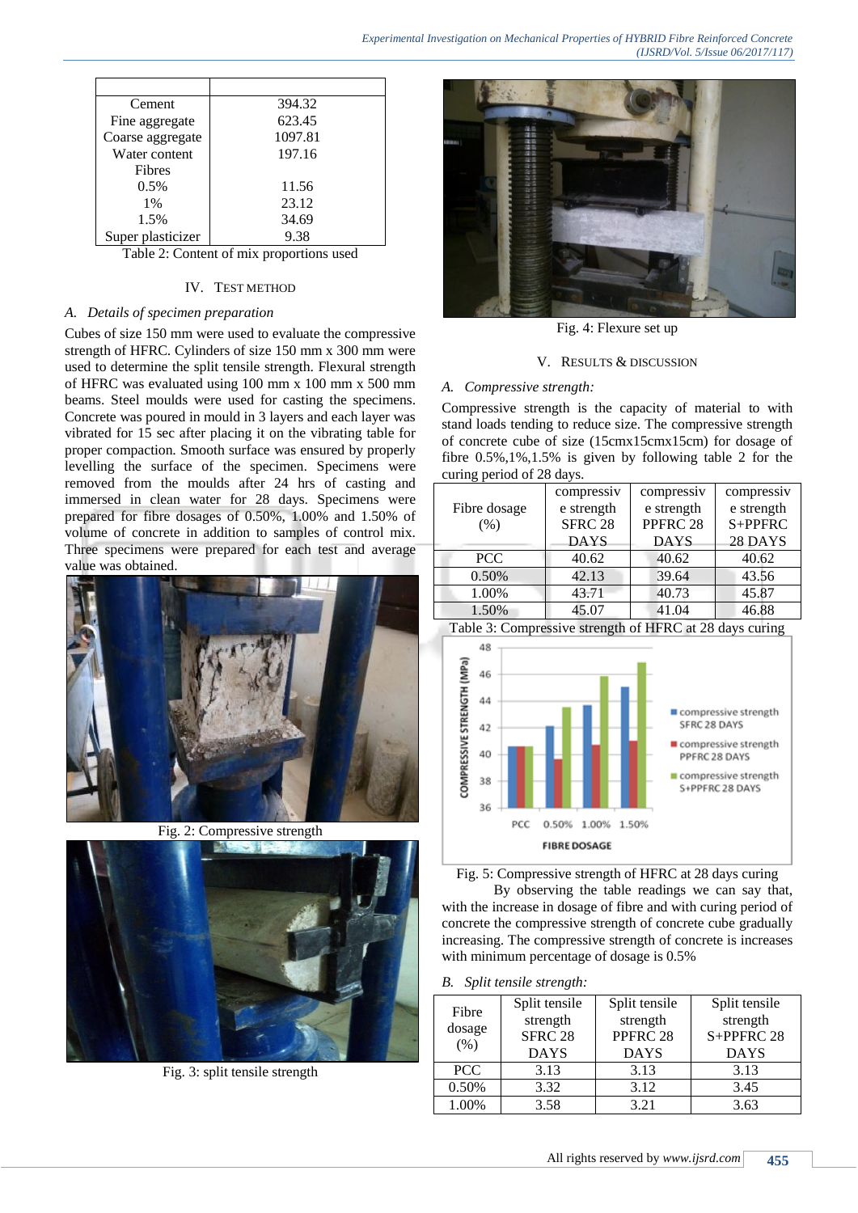| | |
|---|---|
| Cement | 394.32 |
| Fine aggregate | 623.45 |
| Coarse aggregate | 1097.81 |
| Water content | 197.16 |
| Fibres | |
| 0.5% | 11.56 |
| 1% | 23.12 |
| 1.5% | 34.69 |
| Super plasticizer | 9.38 |

Table 2: Content of mix proportions used

## IV. TEST METHOD

### A. *Details of specimen preparation*

Cubes of size 150 mm were used to evaluate the compressive strength of HFRC. Cylinders of size 150 mm x 300 mm were used to determine the split tensile strength. Flexural strength of HFRC was evaluated using 100 mm x 100 mm x 500 mm beams. Steel moulds were used for casting the specimens. Concrete was poured in mould in 3 layers and each layer was vibrated for 15 sec after placing it on the vibrating table for proper compaction. Smooth surface was ensured by properly levelling the surface of the specimen. Specimens were removed from the moulds after 24 hrs of casting and immersed in clean water for 28 days. Specimens were prepared for fibre dosages of 0.50%, 1.00% and 1.50% of volume of concrete in addition to samples of control mix. Three specimens were prepared for each test and average value was obtained.

Fig. 2: Compressive strength

Fig. 3: split tensile strength

Fig. 4: Flexure set up

## V. RESULTS & DISCUSSION

### A. *Compressive strength:*

Compressive strength is the capacity of material to with stand loads tending to reduce size. The compressive strength of concrete cube of size (15cmx15cmx15cm) for dosage of fibre 0.5%,1%,1.5% is given by following table 2 for the curing period of 28 days.

| Fibre dosage (%) | compressive strength SFRC 28 DAYS | compressive strength PPFRC 28 DAYS | compressive strength S+PPFRC 28 DAYS |
|---|---|---|---|
| PCC | 40.62 | 40.62 | 40.62 |
| 0.50% | 42.13 | 39.64 | 43.56 |
| 1.00% | 43.71 | 40.73 | 45.87 |
| 1.50% | 45.07 | 41.04 | 46.88 |

Table 3: Compressive strength of HFRC at 28 days curing

Fig. 5: Compressive strength of HFRC at 28 days curing

By observing the table readings we can say that, with the increase in dosage of fibre and with curing period of concrete the compressive strength of concrete cube gradually increasing. The compressive strength of concrete is increases with minimum percentage of dosage is 0.5%

### B. *Split tensile strength:*

| Fibre dosage (%) | Split tensile strength SFRC 28 DAYS | Split tensile strength PPFRC 28 DAYS | Split tensile strength S+PPFRC 28 DAYS |
|---|---|---|---|
| PCC | 3.13 | 3.13 | 3.13 |
| 0.50% | 3.32 | 3.12 | 3.45 |
| 1.00% | 3.58 | 3.21 | 3.63 |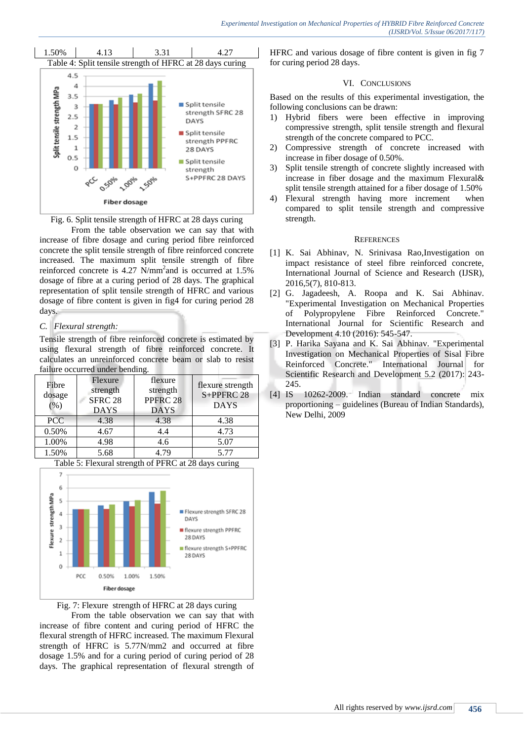| | | | |
|---|---|---|---|
| 1.50% | 4.13 | 3.31 | 4.27 |

Table 4: Split tensile strength of HFRC at 28 days curing

Split tensile strength MPa

4.5
4
3.5
3
2.5
2
1.5
1
0.5
0

PCC
0.50%
1.00%
1.50%

Fiber dosage

Split tensile strength SFRC 28 DAYS

Split tensile strength PPFRC 28 DAYS

Split tensile strength S+PPFRC 28 DAYS

Fig. 6. Split tensile strength of HFRC at 28 days curing

From the table observation we can say that with increase of fibre dosage and curing period fibre reinforced concrete the split tensile strength of fibre reinforced concrete increased. The maximum split tensile strength of fibre reinforced concrete is 4.27 N/mm$^2$and is occurred at 1.5% dosage of fibre at a curing period of 28 days. The graphical representation of split tensile strength of HFRC and various dosage of fibre content is given in fig4 for curing period 28 days.

### C. *Flexural strength:*

Tensile strength of fibre reinforced concrete is estimated by using flexural strength of fibre reinforced concrete. It calculates an unreinforced concrete beam or slab to resist failure occurred under bending.

| Fibre dosage (%) | Flexure strength SFRC 28 DAYS | flexure strength PPFRC 28 DAYS | flexure strength S+PPFRC 28 DAYS |
|---|---|---|---|
| PCC | 4.38 | 4.38 | 4.38 |
| 0.50% | 4.67 | 4.4 | 4.73 |
| 1.00% | 4.98 | 4.6 | 5.07 |
| 1.50% | 5.68 | 4.79 | 5.77 |

Table 5: Flexural strength of PFRC at 28 days curing

Flexure strength MPa

7
6
5
4
3
2
1
0

PCC
0.50%
1.00%
1.50%

Fiber dosage

Flexure strength SFRC 28 DAYS

flexure strength PPFRC 28 DAYS

flexure strength S+PPFRC 28 DAYS

Fig. 7: Flexure strength of HFRC at 28 days curing

From the table observation we can say that with increase of fibre content and curing period of HFRC the flexural strength of HFRC increased. The maximum Flexural strength of HFRC is 5.77N/mm2 and occurred at fibre dosage 1.5% and for a curing period of curing period of 28 days. The graphical representation of flexural strength of HFRC and various dosage of fibre content is given in fig 7 for curing period 28 days.

## VI. CONCLUSIONS

Based on the results of this experimental investigation, the following conclusions can be drawn:

1) Hybrid fibers were been effective in improving compressive strength, split tensile strength and flexural strength of the concrete compared to PCC.
2) Compressive strength of concrete increased with increase in fiber dosage of 0.50%.
3) Split tensile strength of concrete slightly increased with increase in fiber dosage and the maximum Flexural& split tensile strength attained for a fiber dosage of 1.50%
4) Flexural strength having more increment when compared to split tensile strength and compressive strength.

## REFERENCES

[1] K. Sai Abhinav, N. Srinivasa Rao,Investigation on impact resistance of steel fibre reinforced concrete, International Journal of Science and Research (IJSR), 2016,5(7), 810-813.

[2] G. Jagadeesh, A. Roopa and K. Sai Abhinav. "Experimental Investigation on Mechanical Properties of Polypropylene Fibre Reinforced Concrete." International Journal for Scientific Research and Development 4.10 (2016): 545-547.

[3] P. Harika Sayana and K. Sai Abhinav. "Experimental Investigation on Mechanical Properties of Sisal Fibre Reinforced Concrete." International Journal for Scientific Research and Development 5.2 (2017): 243-245.

[4] IS 10262-2009. Indian standard concrete mix proportioning – guidelines (Bureau of Indian Standards), New Delhi, 2009